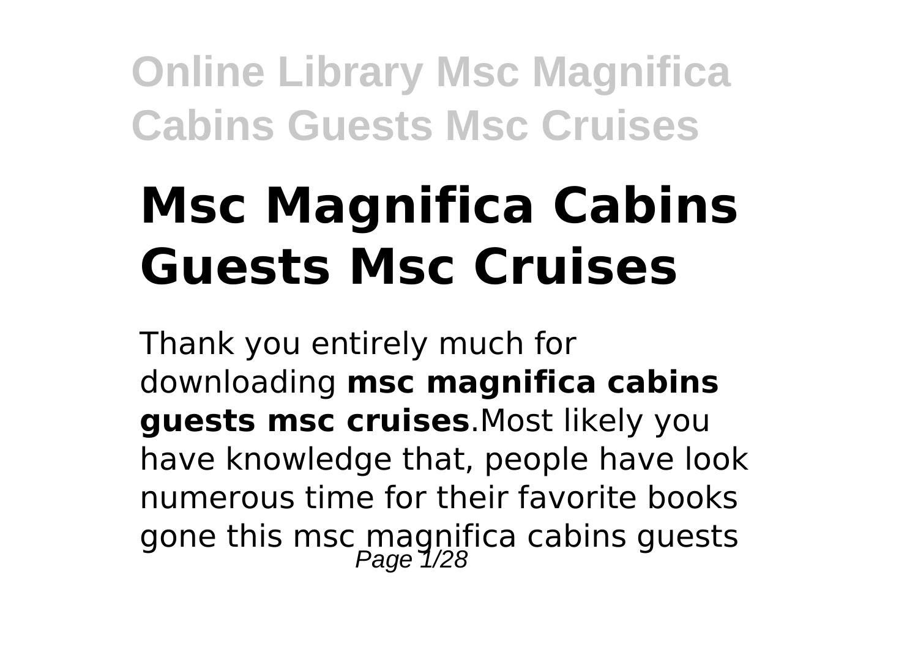# Msc Magnifica Cabins Guests Msc Cruises

Thank you entirely much for downloading **msc magnifica cabins guests msc cruises**.Most likely you have knowledge that, people have look numerous time for their favorite books gone this msc magnifica cabins guests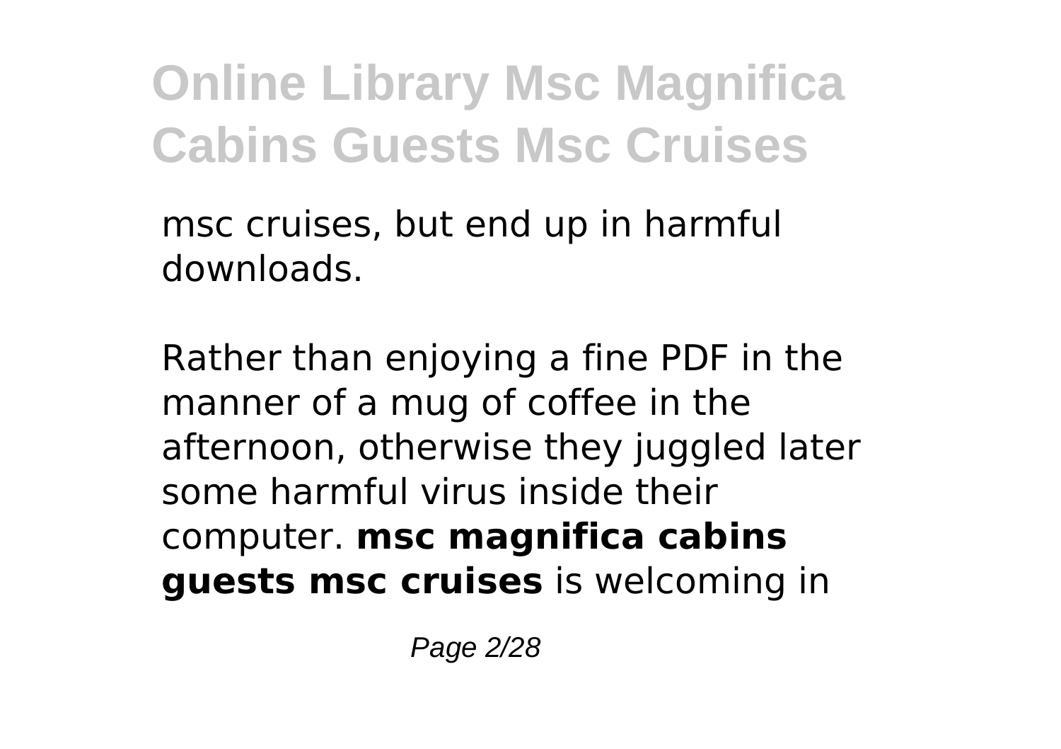msc cruises, but end up in harmful downloads.

Rather than enjoying a fine PDF in the manner of a mug of coffee in the afternoon, otherwise they juggled later some harmful virus inside their computer. **msc magnifica cabins guests msc cruises** is welcoming in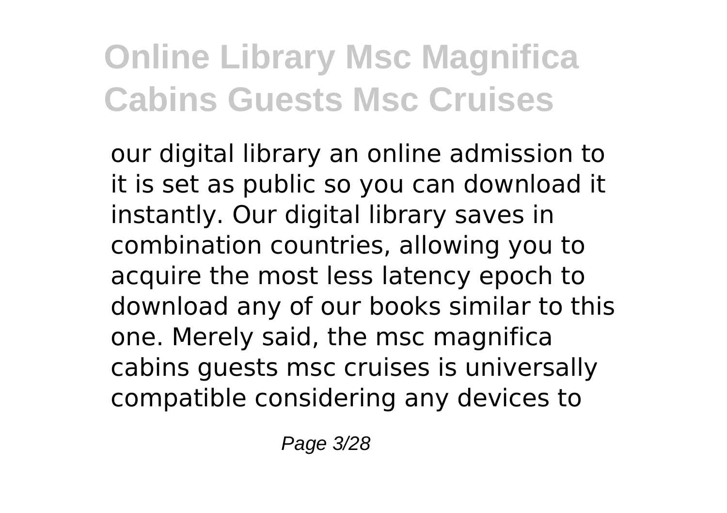our digital library an online admission to it is set as public so you can download it instantly. Our digital library saves in combination countries, allowing you to acquire the most less latency epoch to download any of our books similar to this one. Merely said, the msc magnifica cabins guests msc cruises is universally compatible considering any devices to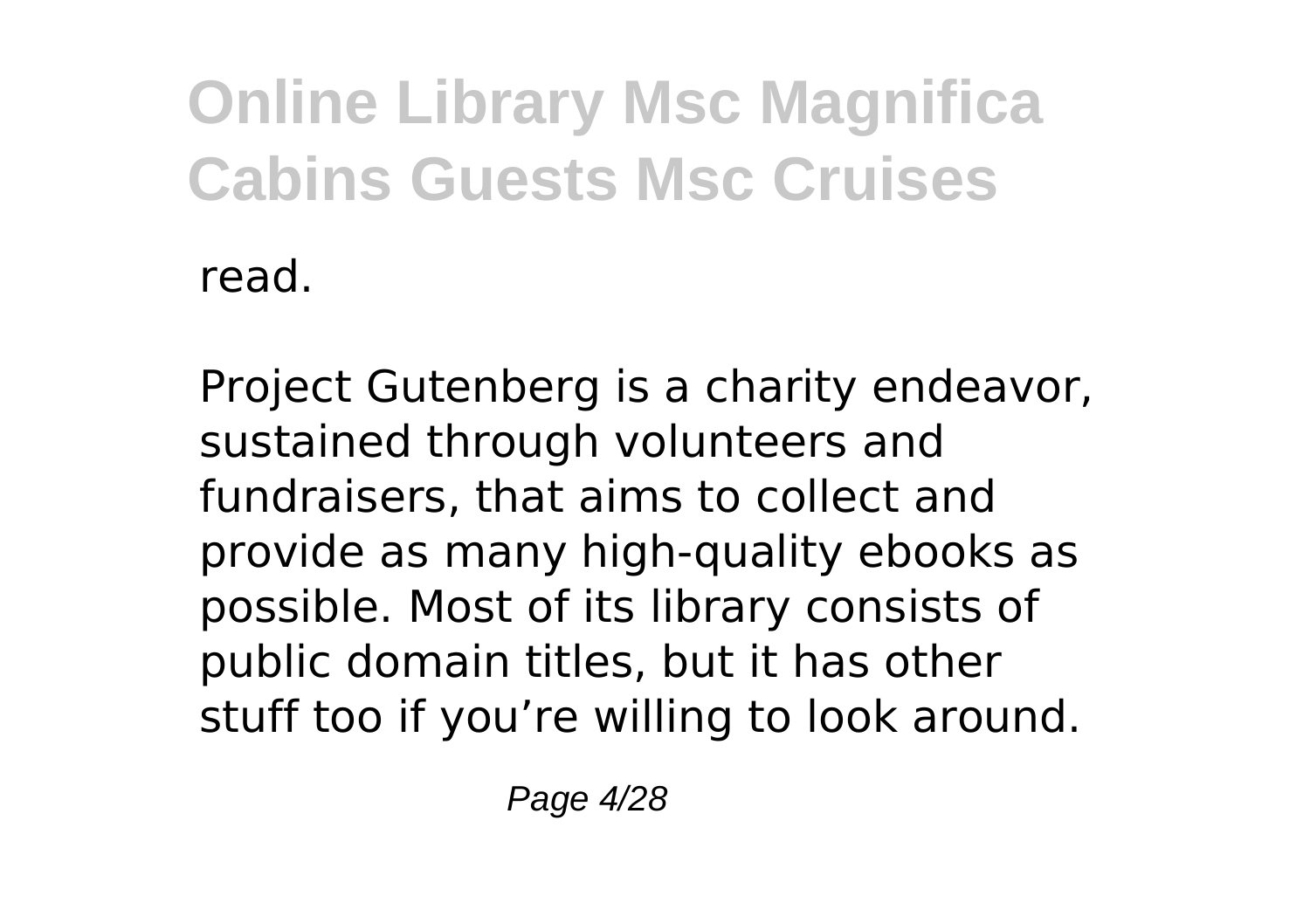read.

Project Gutenberg is a charity endeavor, sustained through volunteers and fundraisers, that aims to collect and provide as many high-quality ebooks as possible. Most of its library consists of public domain titles, but it has other stuff too if you’re willing to look around.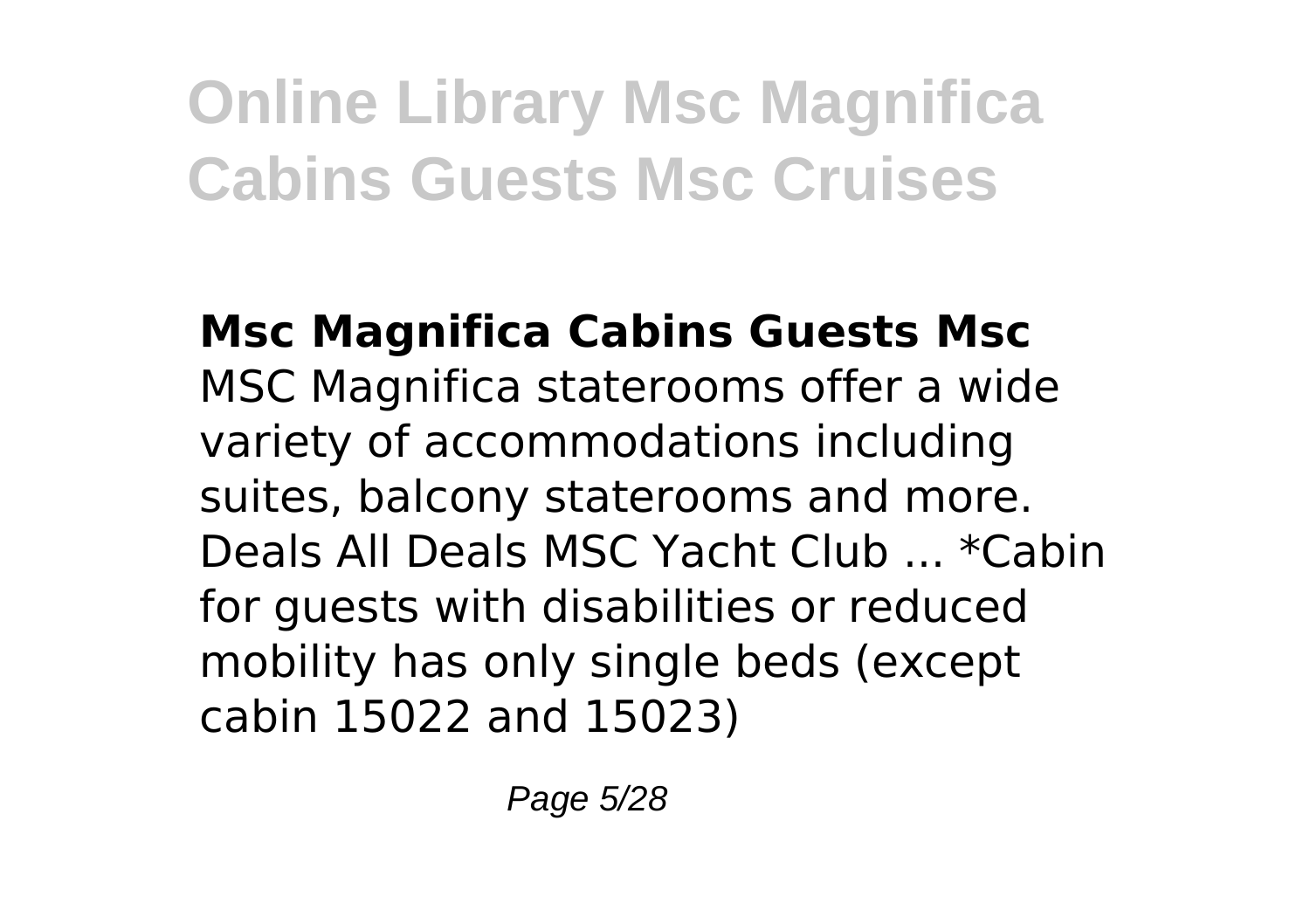**Msc Magnifica Cabins Guests Msc**

MSC Magnifica staterooms offer a wide variety of accommodations including suites, balcony staterooms and more. Deals All Deals MSC Yacht Club ... *Cabin for guests with disabilities or reduced mobility has only single beds (except cabin 15022 and 15023)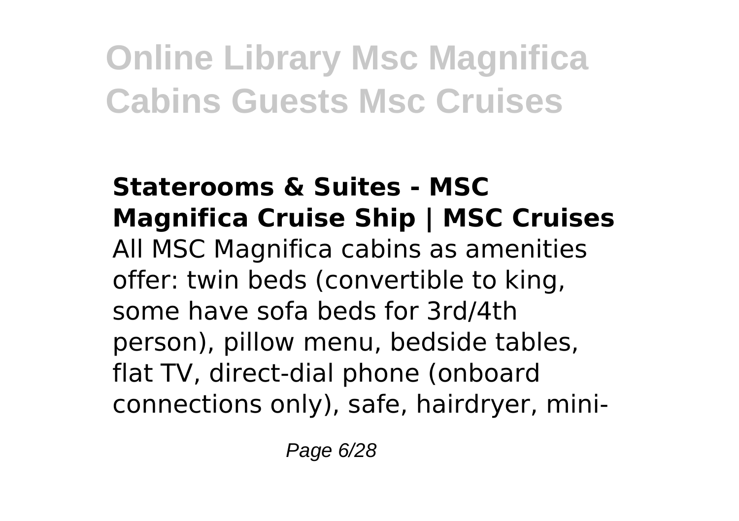**Staterooms & Suites - MSC Magnifica Cruise Ship | MSC Cruises**

All MSC Magnifica cabins as amenities offer: twin beds (convertible to king, some have sofa beds for 3rd/4th person), pillow menu, bedside tables, flat TV, direct-dial phone (onboard connections only), safe, hairdryer, mini-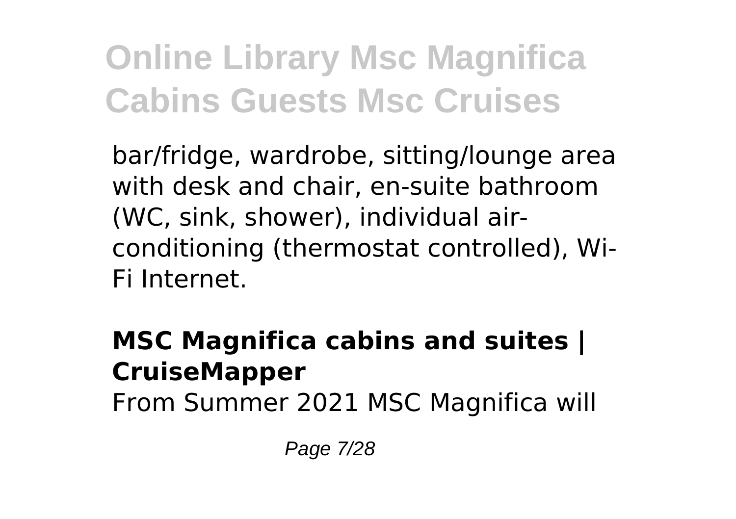bar/fridge, wardrobe, sitting/lounge area with desk and chair, en-suite bathroom (WC, sink, shower), individual air-conditioning (thermostat controlled), Wi-Fi Internet.

## MSC Magnifica cabins and suites | CruiseMapper

From Summer 2021 MSC Magnifica will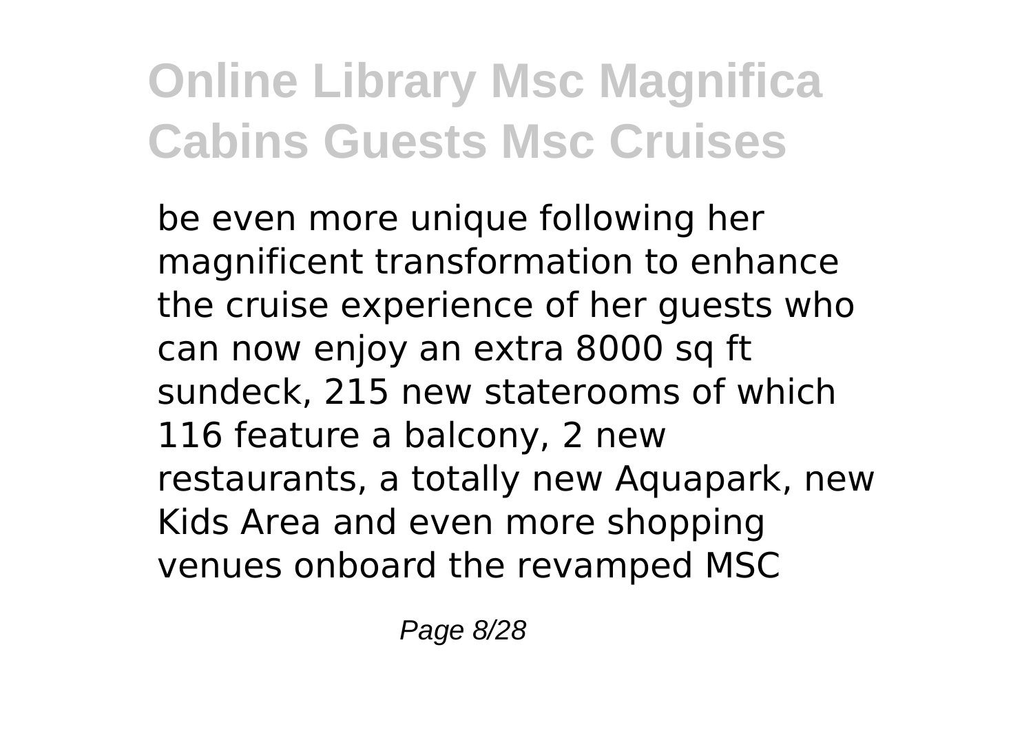be even more unique following her magnificent transformation to enhance the cruise experience of her guests who can now enjoy an extra 8000 sq ft sundeck, 215 new staterooms of which 116 feature a balcony, 2 new restaurants, a totally new Aquapark, new Kids Area and even more shopping venues onboard the revamped MSC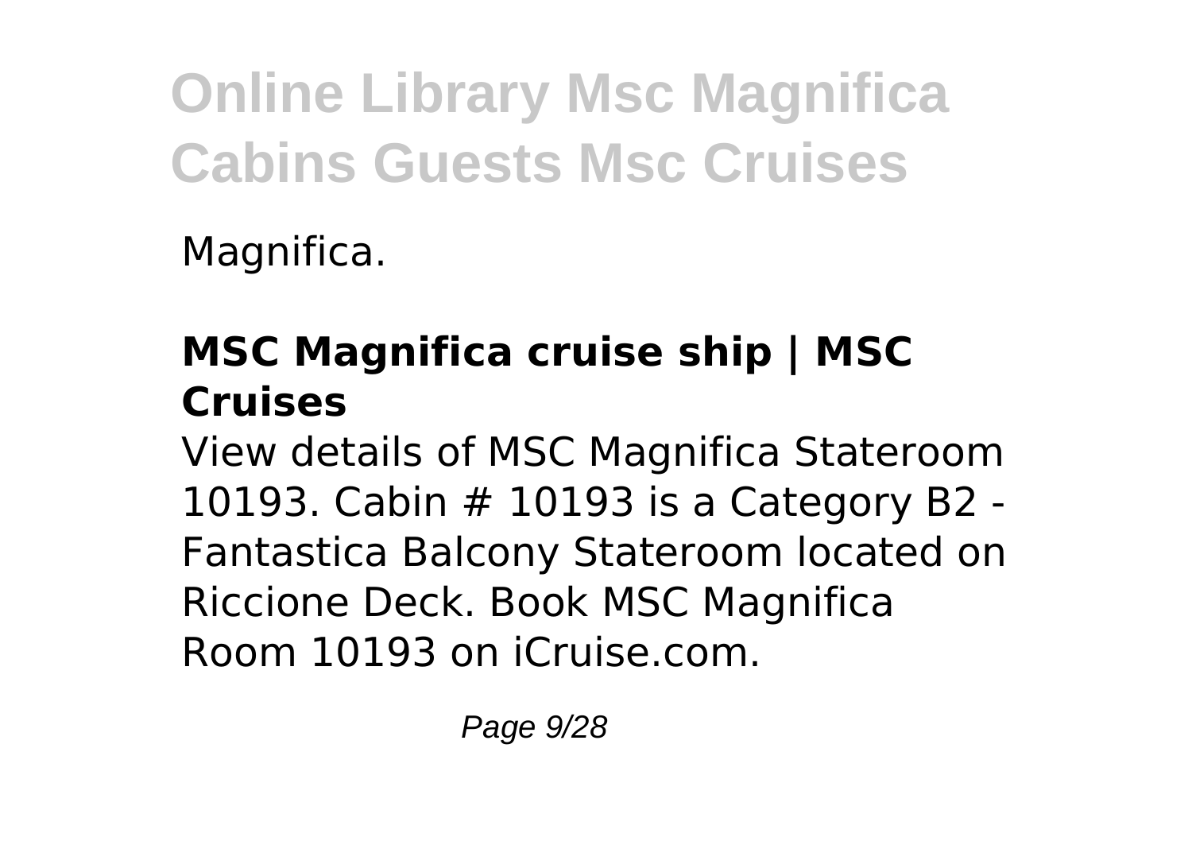Magnifica.

### MSC Magnifica cruise ship | MSC Cruises

View details of MSC Magnifica Stateroom 10193. Cabin # 10193 is a Category B2 - Fantastica Balcony Stateroom located on Riccione Deck. Book MSC Magnifica Room 10193 on iCruise.com.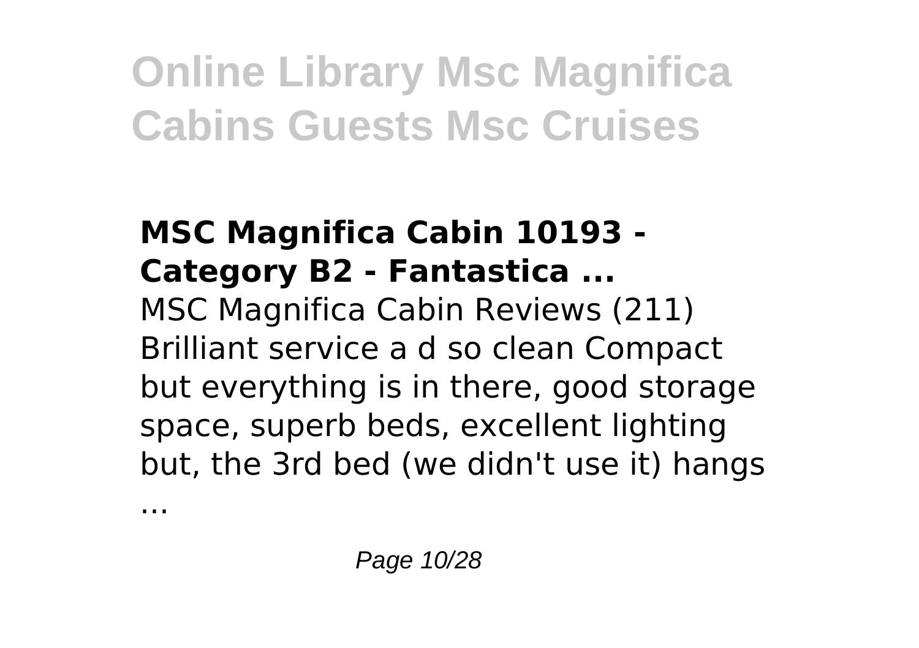### MSC Magnifica Cabin 10193 - Category B2 - Fantastica ...

MSC Magnifica Cabin Reviews (211) Brilliant service a d so clean Compact but everything is in there, good storage space, superb beds, excellent lighting but, the 3rd bed (we didn't use it) hangs ...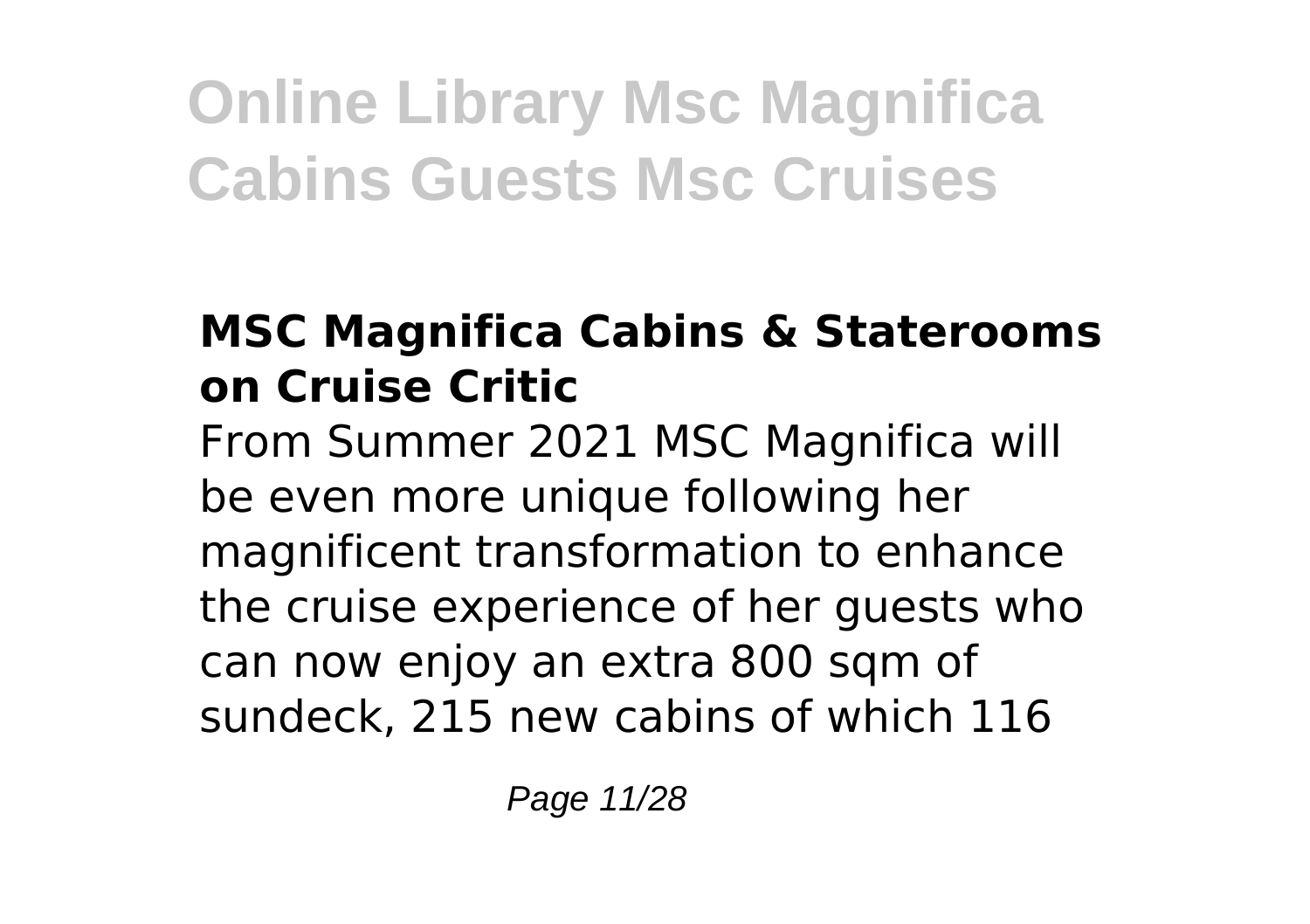### MSC Magnifica Cabins & Staterooms on Cruise Critic

From Summer 2021 MSC Magnifica will be even more unique following her magnificent transformation to enhance the cruise experience of her guests who can now enjoy an extra 800 sqm of sundeck, 215 new cabins of which 116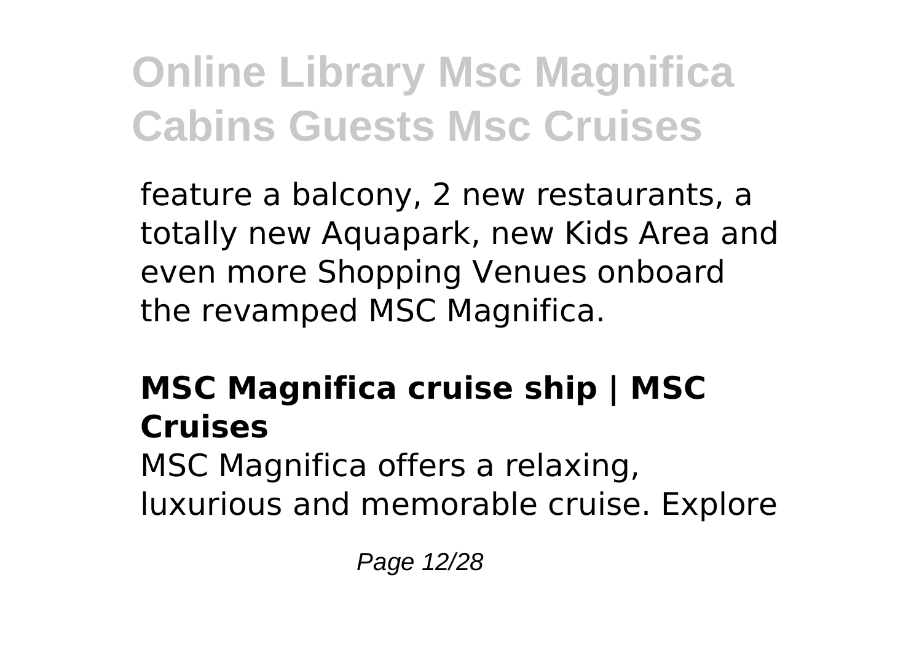feature a balcony, 2 new restaurants, a totally new Aquapark, new Kids Area and even more Shopping Venues onboard the revamped MSC Magnifica.

## MSC Magnifica cruise ship | MSC Cruises

MSC Magnifica offers a relaxing, luxurious and memorable cruise. Explore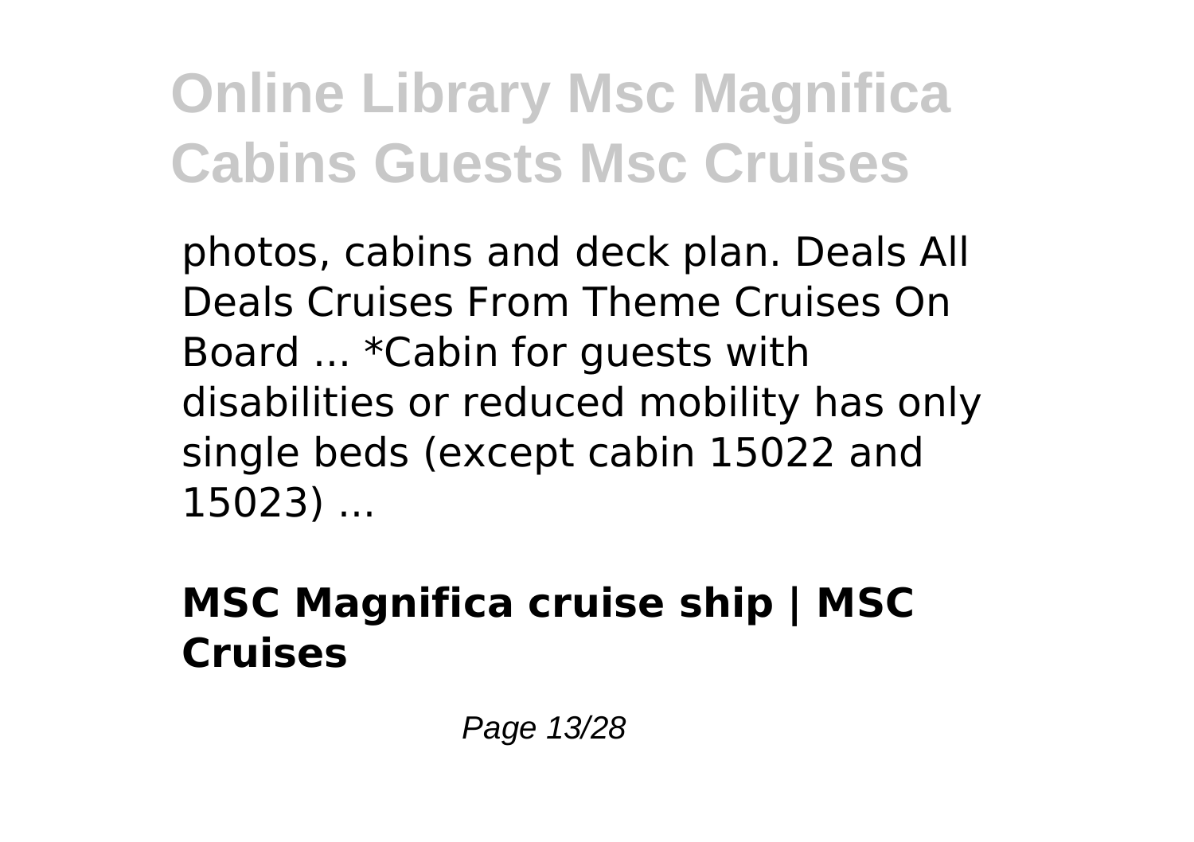photos, cabins and deck plan. Deals All Deals Cruises From Theme Cruises On Board ... *Cabin for guests with disabilities or reduced mobility has only single beds (except cabin 15022 and 15023) ...

## MSC Magnifica cruise ship | MSC Cruises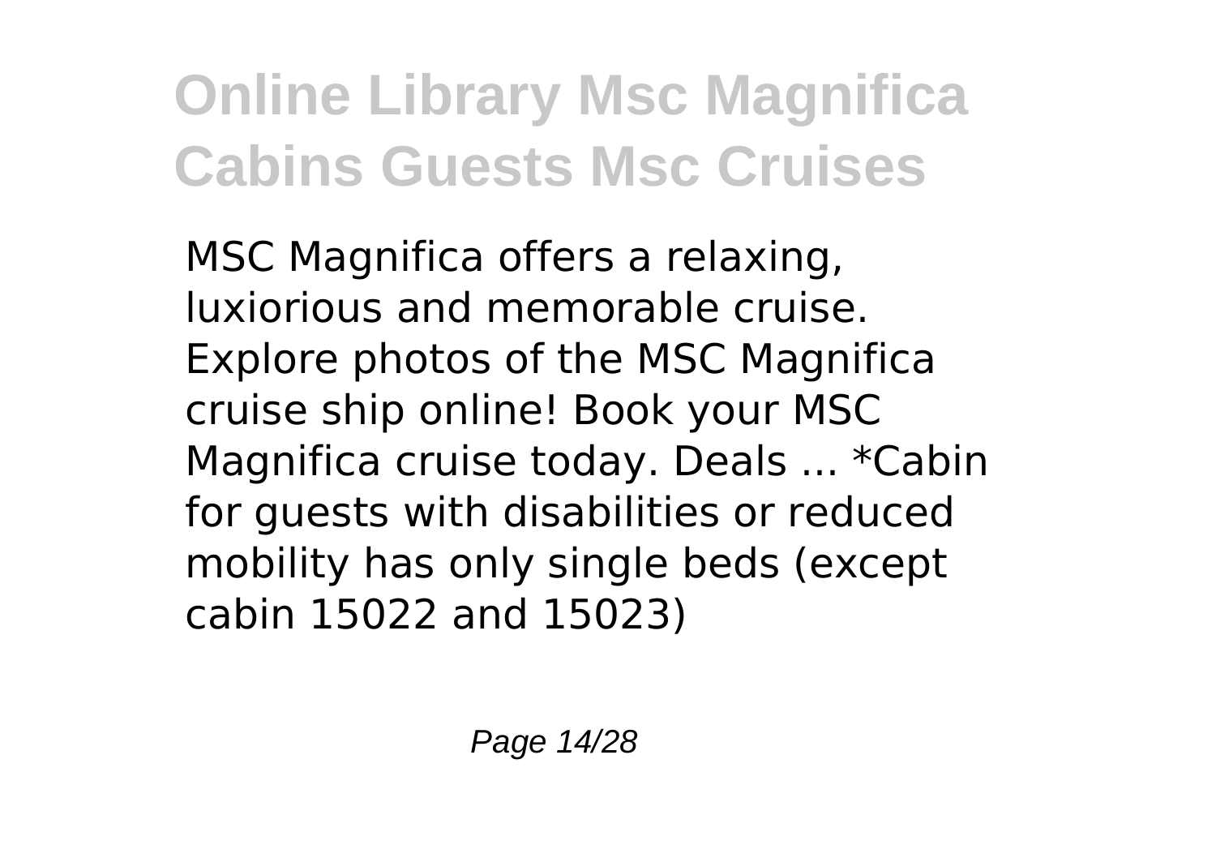MSC Magnifica offers a relaxing, luxiorious and memorable cruise. Explore photos of the MSC Magnifica cruise ship online! Book your MSC Magnifica cruise today. Deals ... *Cabin for guests with disabilities or reduced mobility has only single beds (except cabin 15022 and 15023)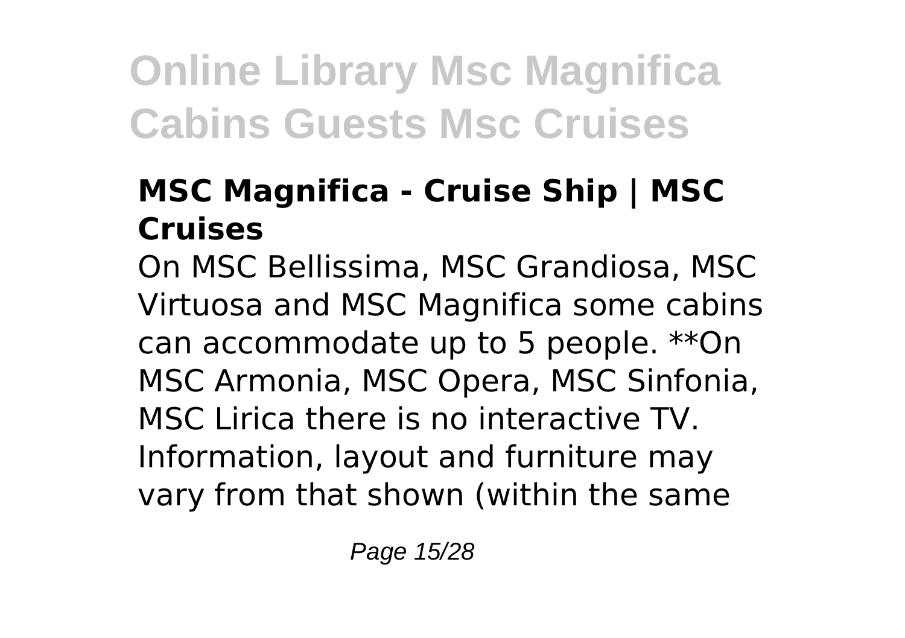### MSC Magnifica - Cruise Ship | MSC Cruises

On MSC Bellissima, MSC Grandiosa, MSC Virtuosa and MSC Magnifica some cabins can accommodate up to 5 people. **On MSC Armonia, MSC Opera, MSC Sinfonia, MSC Lirica there is no interactive TV. Information, layout and furniture may vary from that shown (within the same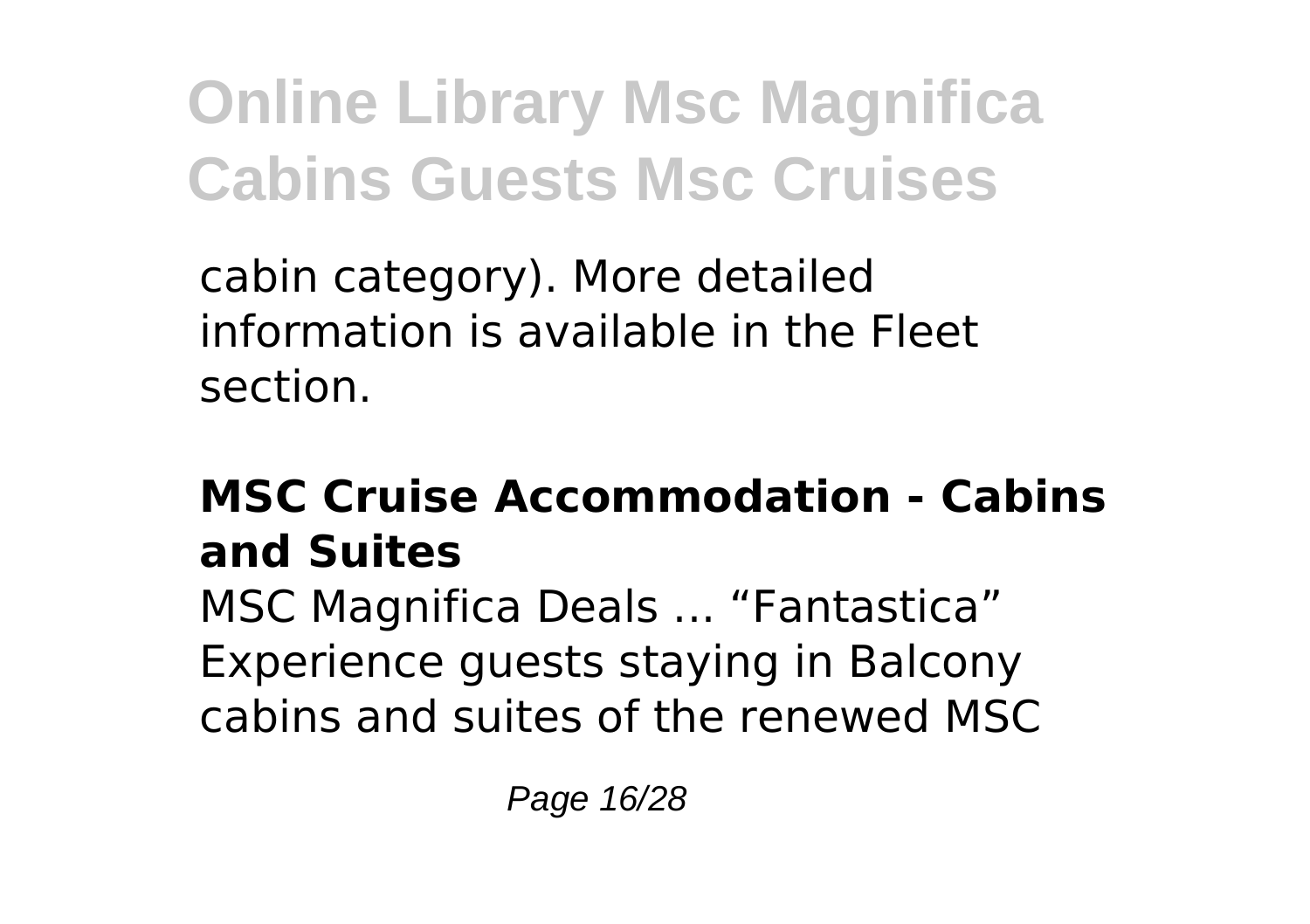cabin category). More detailed information is available in the Fleet section.

### MSC Cruise Accommodation - Cabins and Suites

MSC Magnifica Deals ... "Fantastica" Experience guests staying in Balcony cabins and suites of the renewed MSC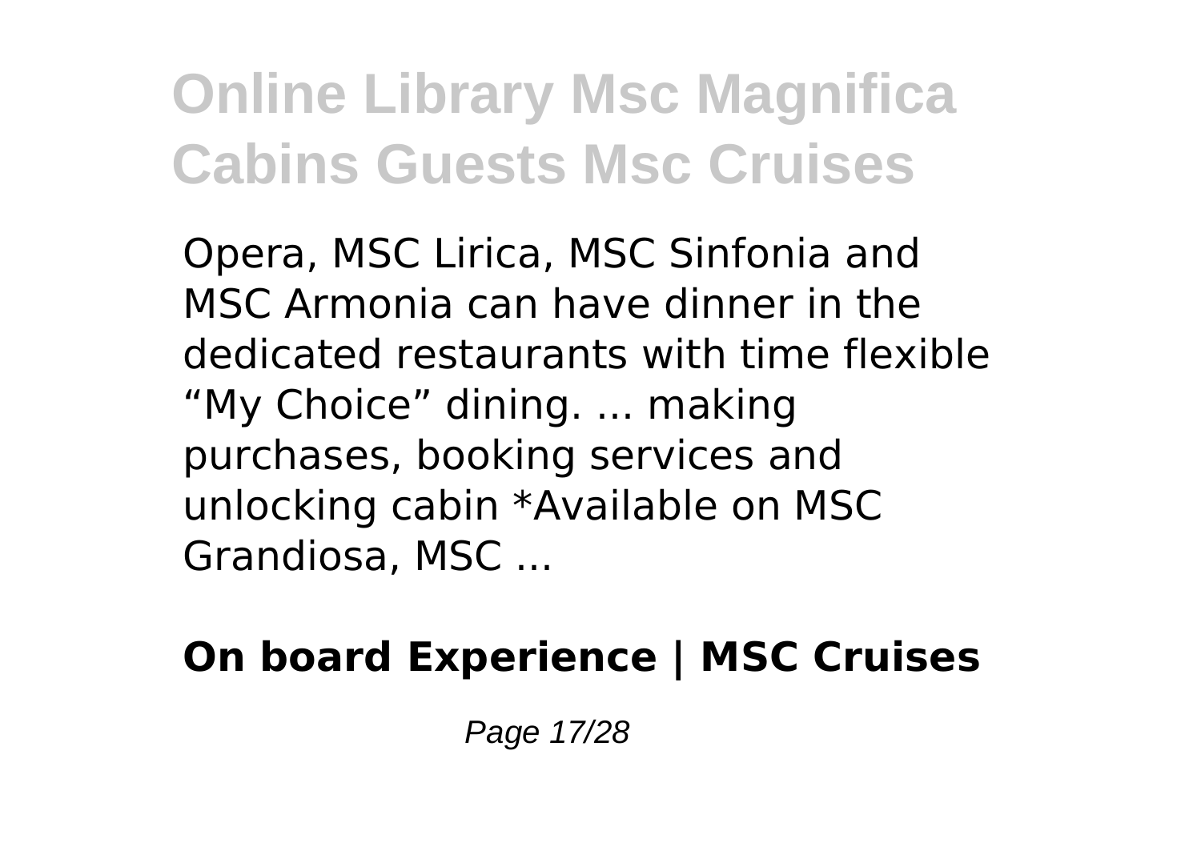Opera, MSC Lirica, MSC Sinfonia and MSC Armonia can have dinner in the dedicated restaurants with time flexible "My Choice" dining. ... making purchases, booking services and unlocking cabin *Available on MSC Grandiosa, MSC ...

**On board Experience | MSC Cruises**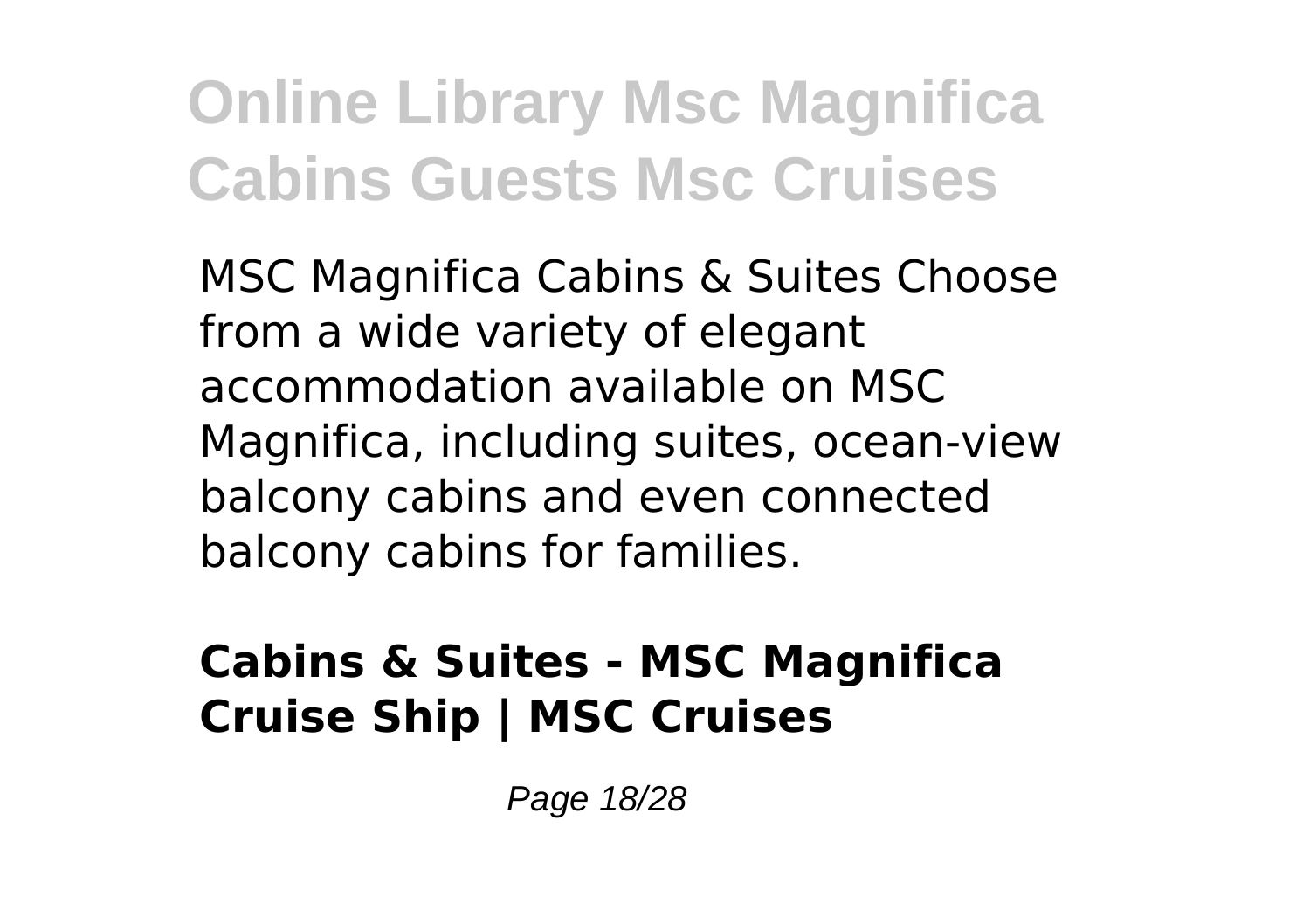MSC Magnifica Cabins & Suites Choose from a wide variety of elegant accommodation available on MSC Magnifica, including suites, ocean-view balcony cabins and even connected balcony cabins for families.

### Cabins & Suites - MSC Magnifica Cruise Ship | MSC Cruises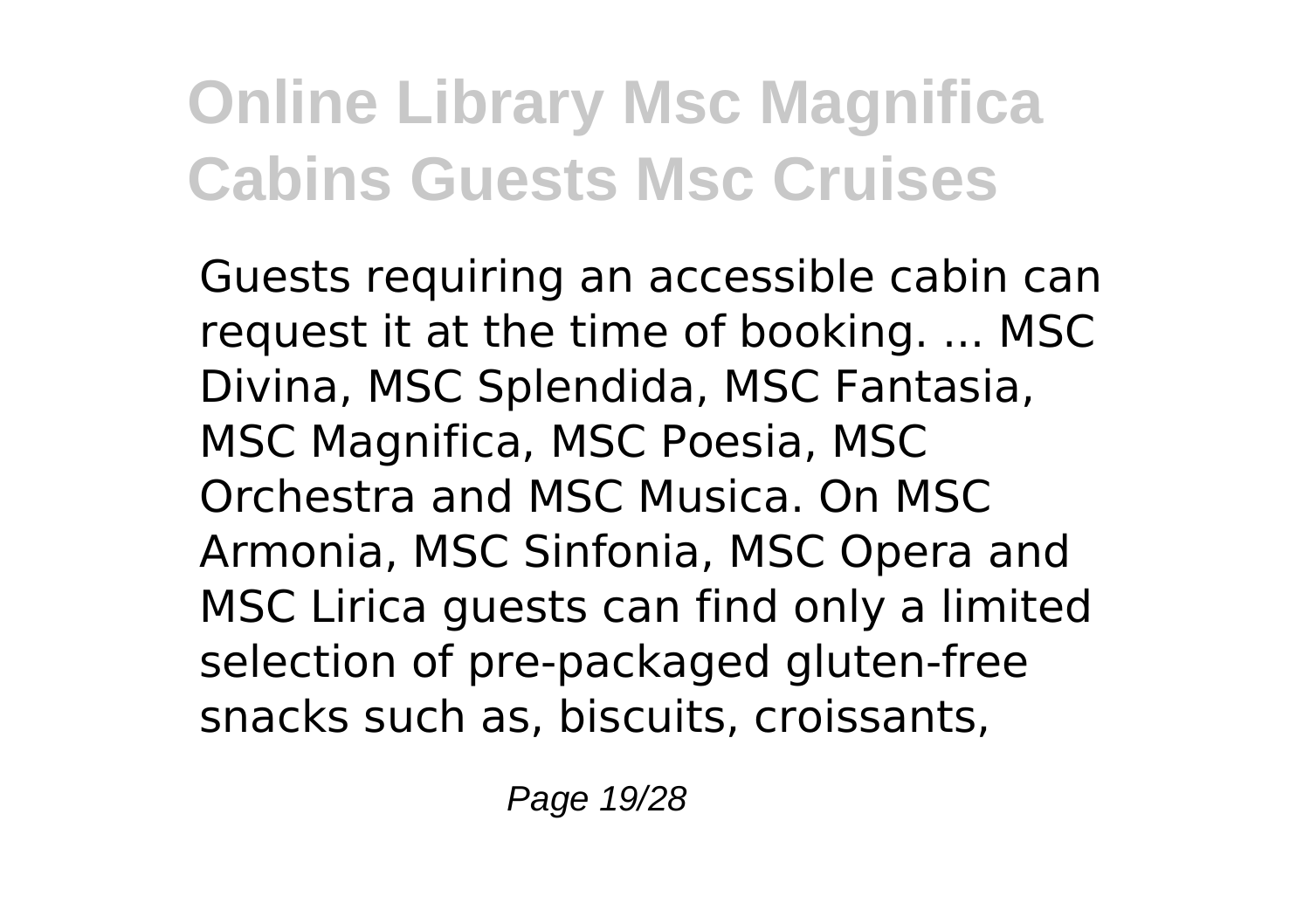Guests requiring an accessible cabin can request it at the time of booking. ... MSC Divina, MSC Splendida, MSC Fantasia, MSC Magnifica, MSC Poesia, MSC Orchestra and MSC Musica. On MSC Armonia, MSC Sinfonia, MSC Opera and MSC Lirica guests can find only a limited selection of pre-packaged gluten-free snacks such as, biscuits, croissants,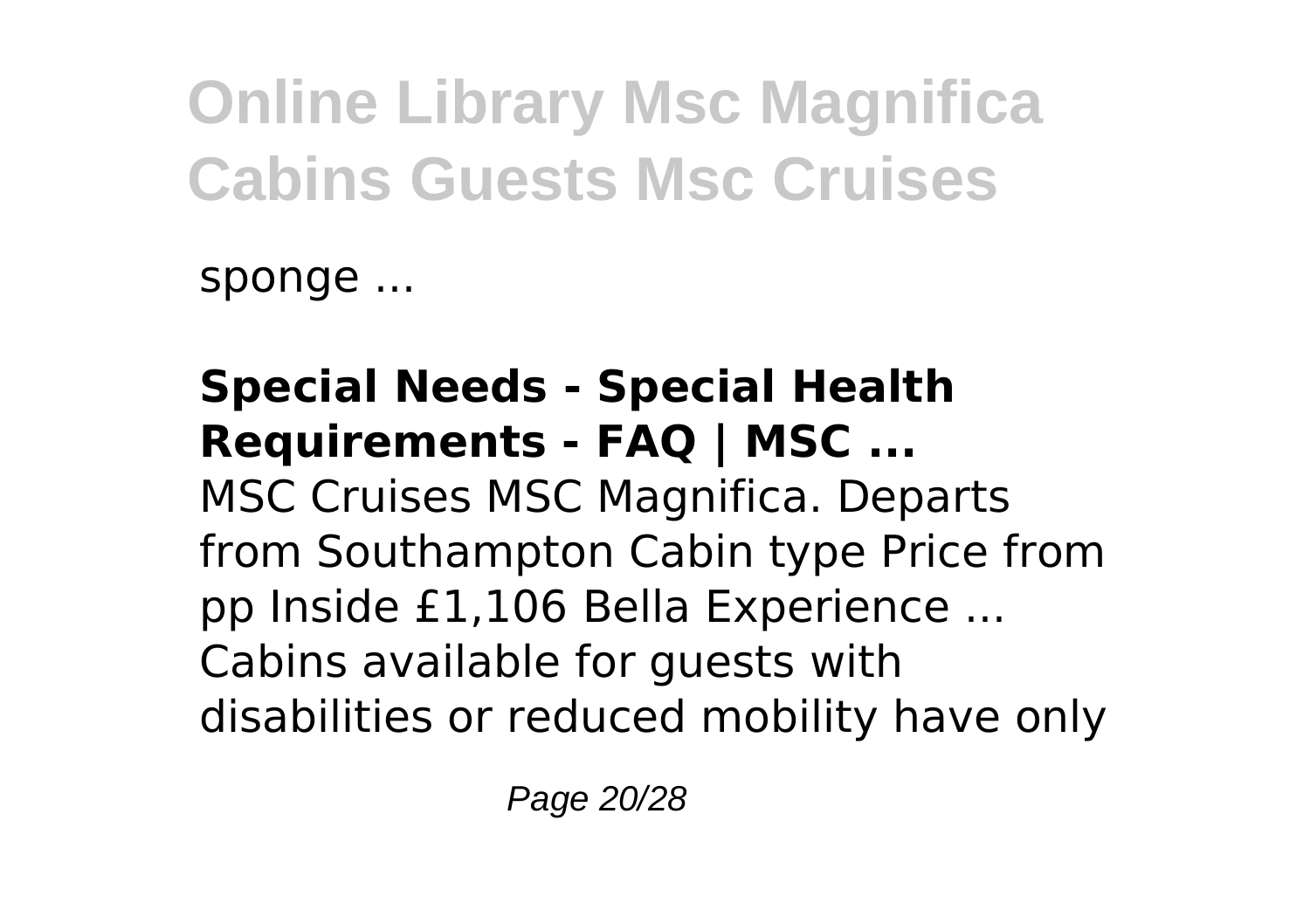sponge ...

**Special Needs - Special Health Requirements - FAQ | MSC ...**

MSC Cruises MSC Magnifica. Departs from Southampton Cabin type Price from pp Inside £1,106 Bella Experience ... Cabins available for guests with disabilities or reduced mobility have only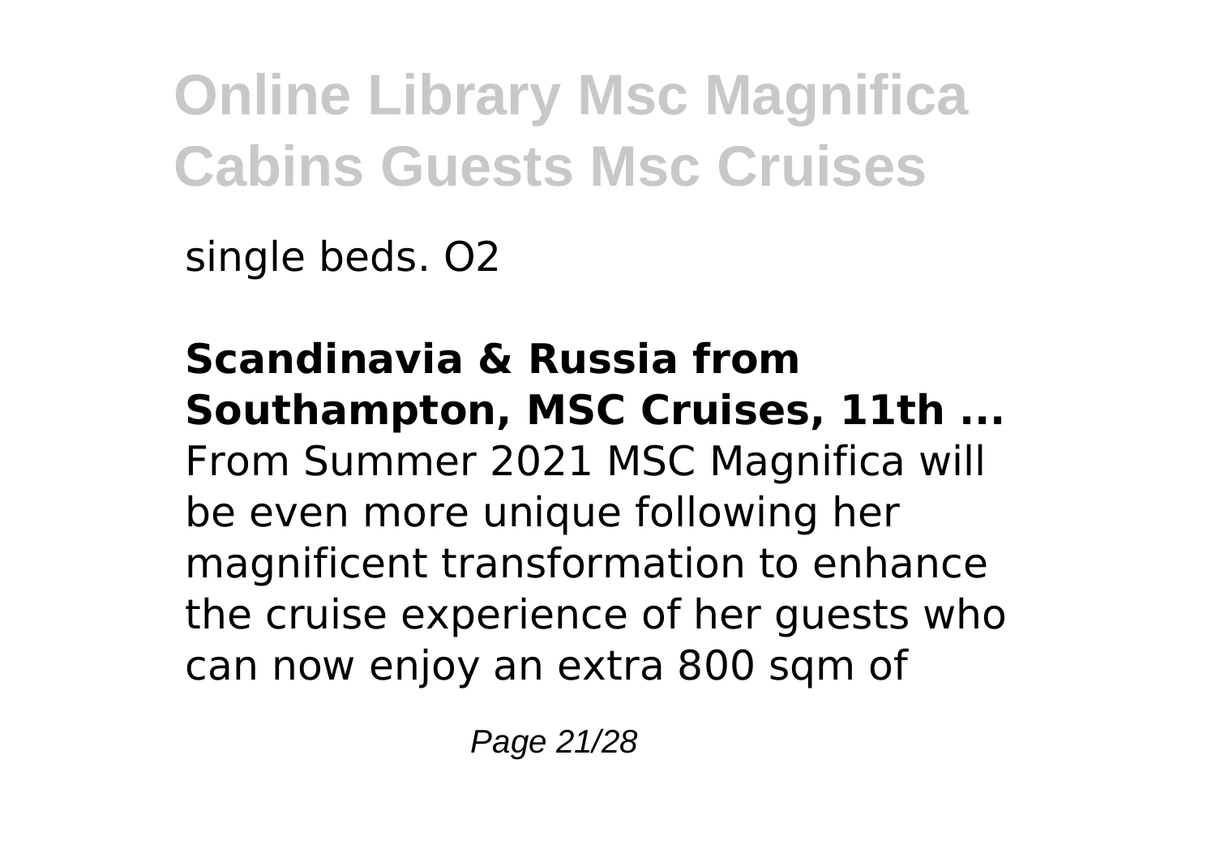single beds. O2

**Scandinavia & Russia from Southampton, MSC Cruises, 11th ...**
From Summer 2021 MSC Magnifica will be even more unique following her magnificent transformation to enhance the cruise experience of her guests who can now enjoy an extra 800 sqm of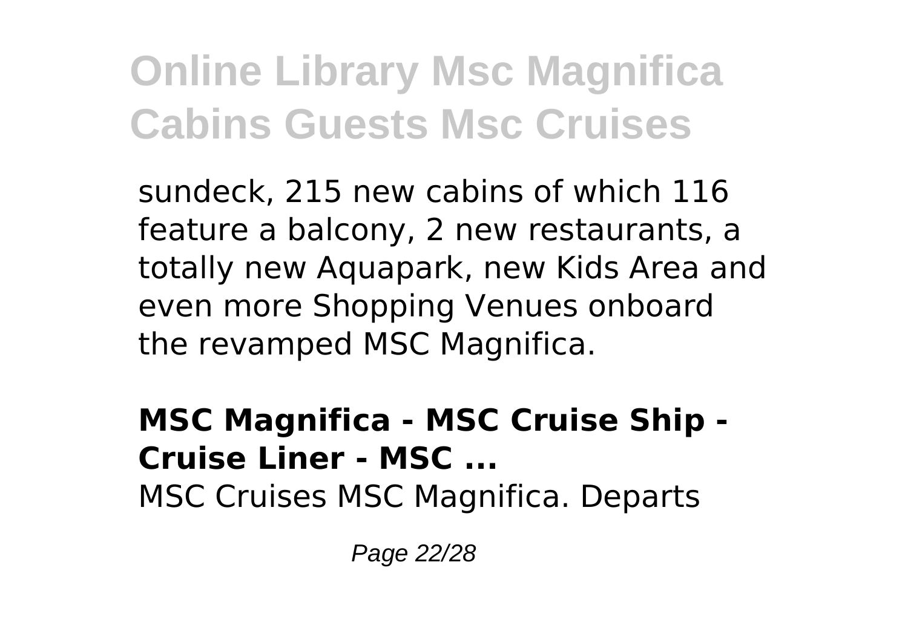sundeck, 215 new cabins of which 116 feature a balcony, 2 new restaurants, a totally new Aquapark, new Kids Area and even more Shopping Venues onboard the revamped MSC Magnifica.

**MSC Magnifica - MSC Cruise Ship - Cruise Liner - MSC ...**

MSC Cruises MSC Magnifica. Departs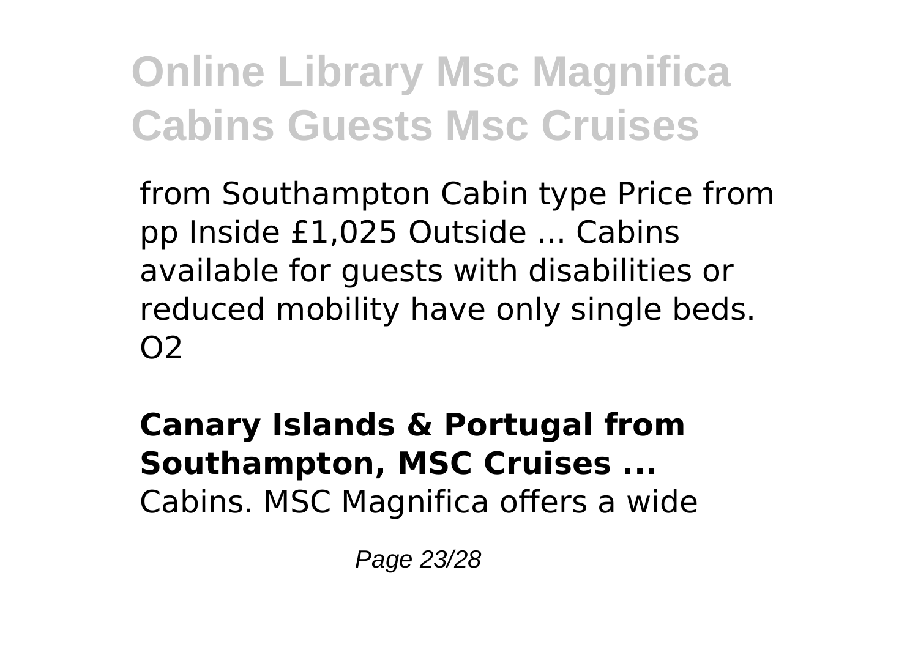from Southampton Cabin type Price from pp Inside £1,025 Outside ... Cabins available for guests with disabilities or reduced mobility have only single beds. O2

**Canary Islands & Portugal from Southampton, MSC Cruises ...**
Cabins. MSC Magnifica offers a wide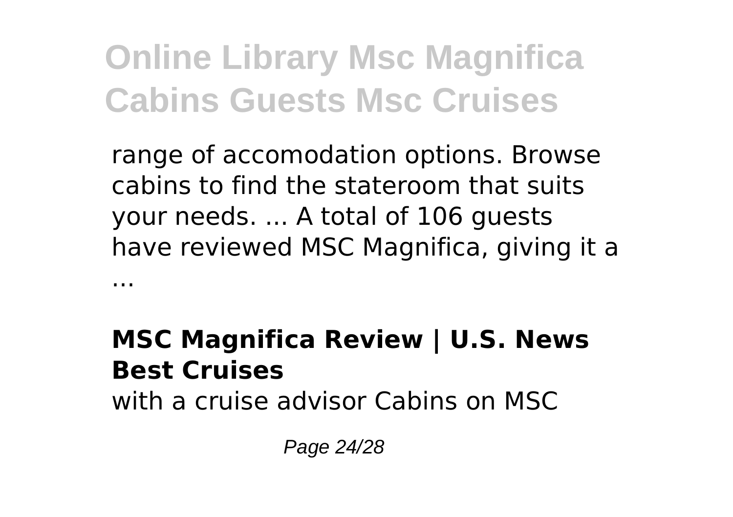range of accomodation options. Browse cabins to find the stateroom that suits your needs. ... A total of 106 guests have reviewed MSC Magnifica, giving it a ...

**MSC Magnifica Review | U.S. News Best Cruises**

with a cruise advisor Cabins on MSC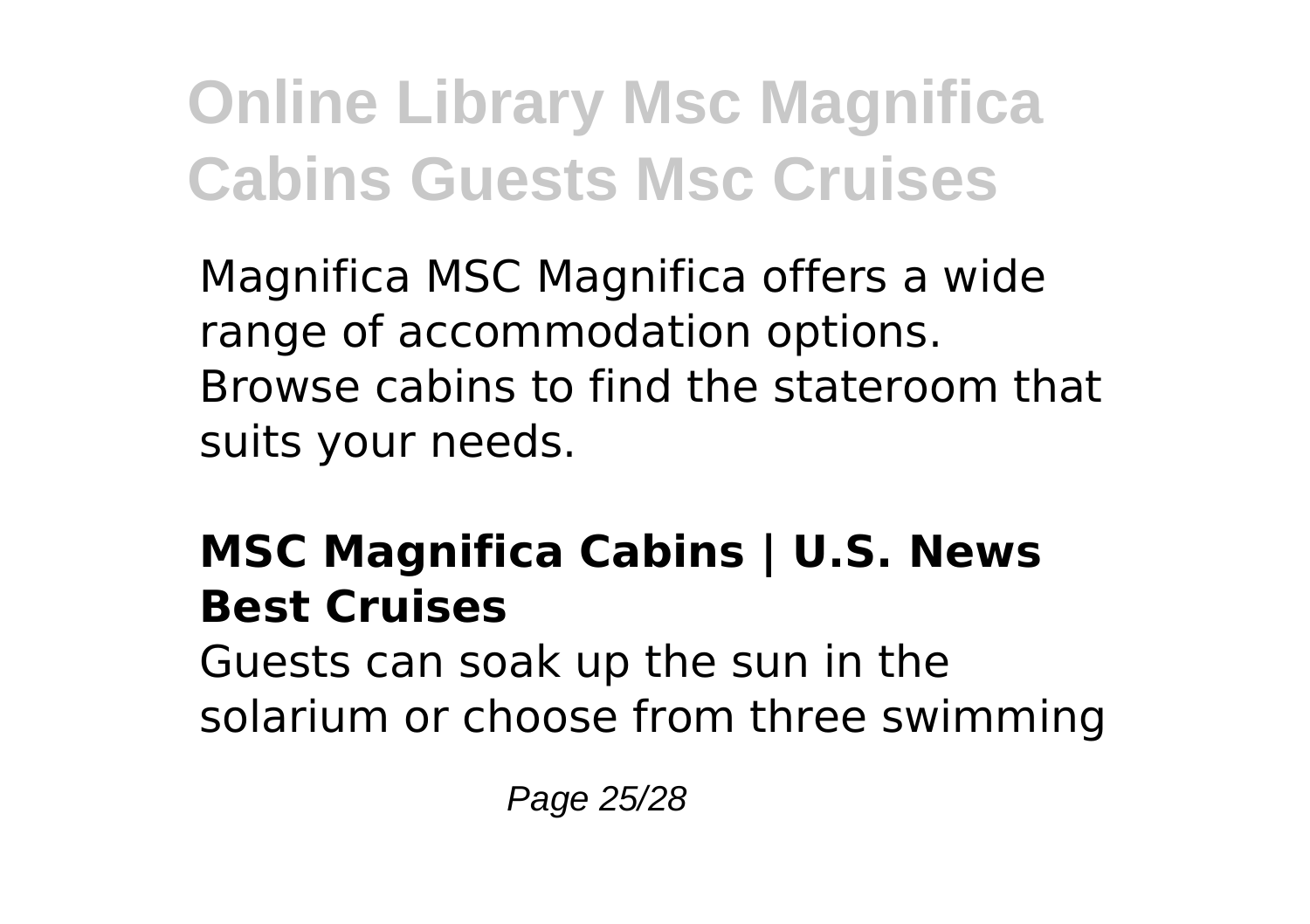Magnifica MSC Magnifica offers a wide range of accommodation options. Browse cabins to find the stateroom that suits your needs.

### MSC Magnifica Cabins | U.S. News Best Cruises

Guests can soak up the sun in the solarium or choose from three swimming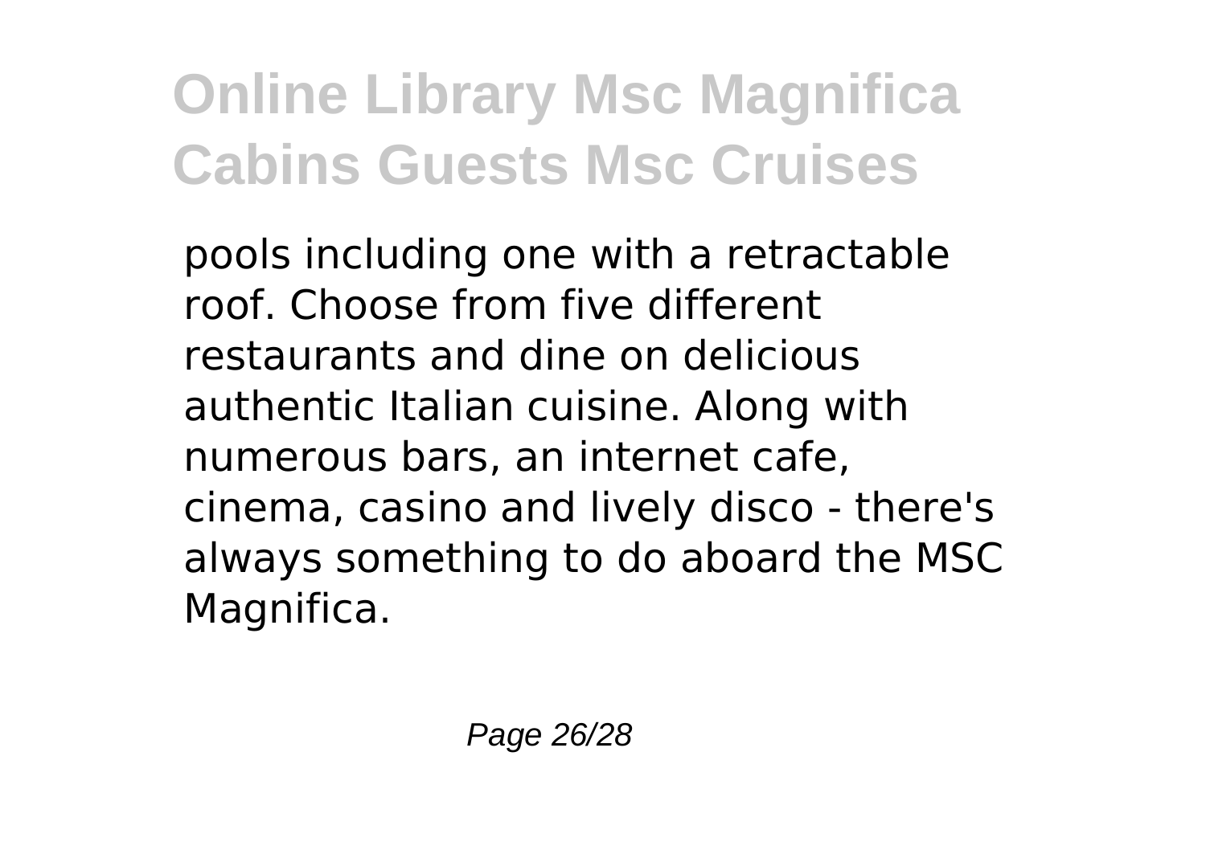pools including one with a retractable roof. Choose from five different restaurants and dine on delicious authentic Italian cuisine. Along with numerous bars, an internet cafe, cinema, casino and lively disco - there's always something to do aboard the MSC Magnifica.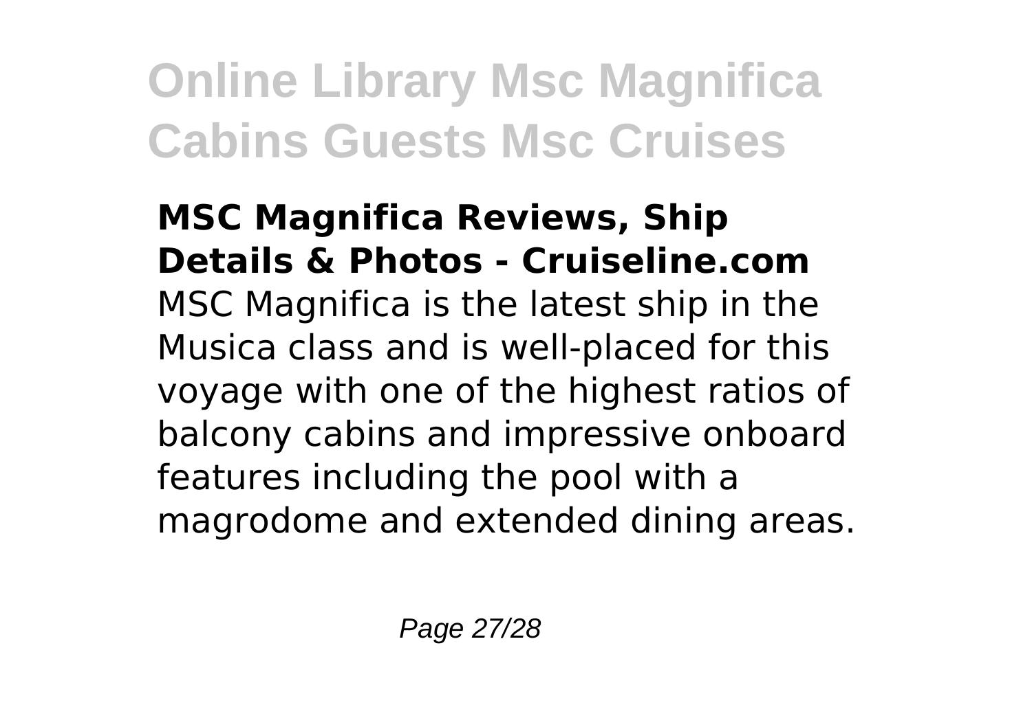**MSC Magnifica Reviews, Ship Details & Photos - Cruiseline.com**

MSC Magnifica is the latest ship in the Musica class and is well-placed for this voyage with one of the highest ratios of balcony cabins and impressive onboard features including the pool with a magrodome and extended dining areas.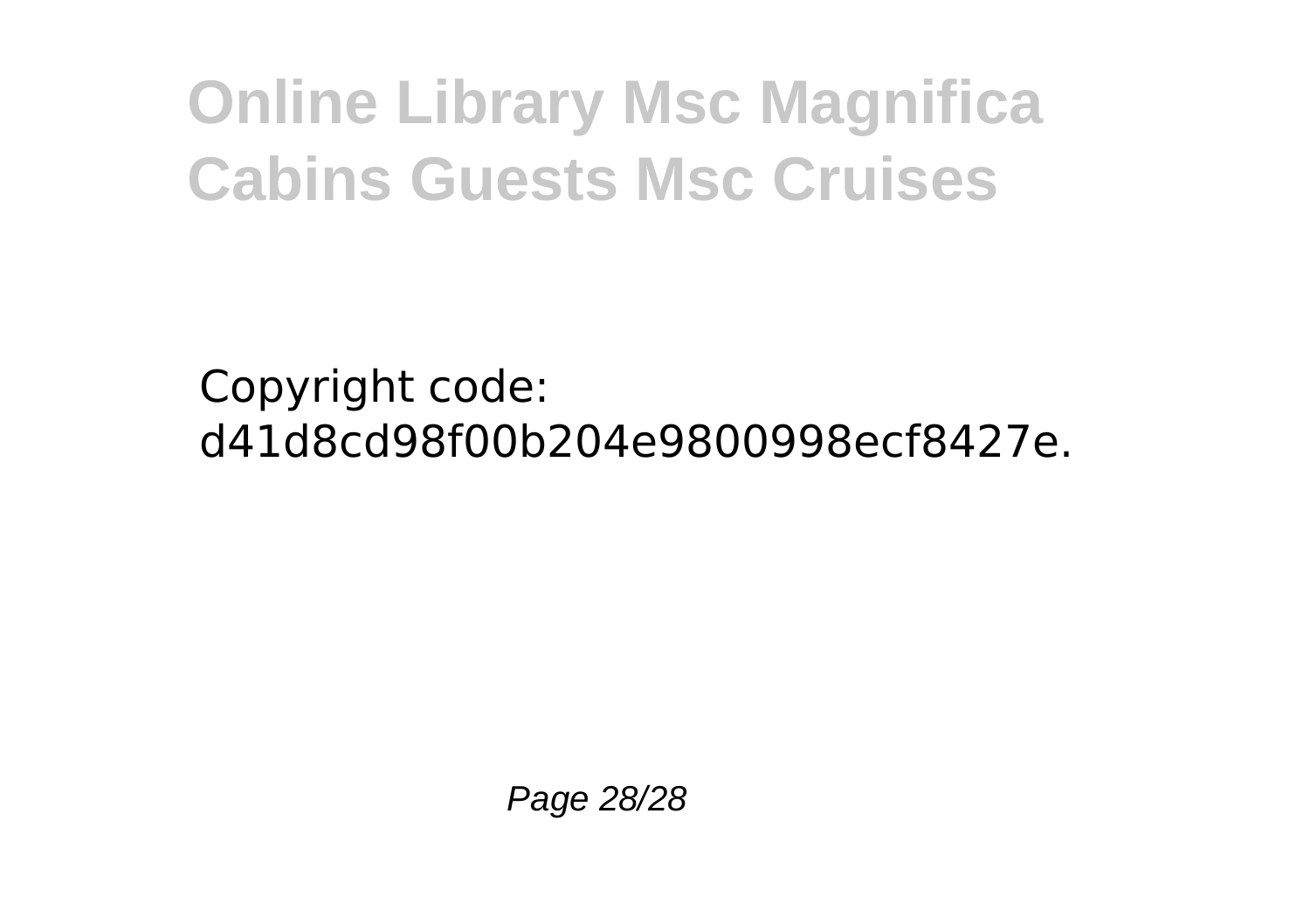Copyright code: d41d8cd98f00b204e9800998ecf8427e.